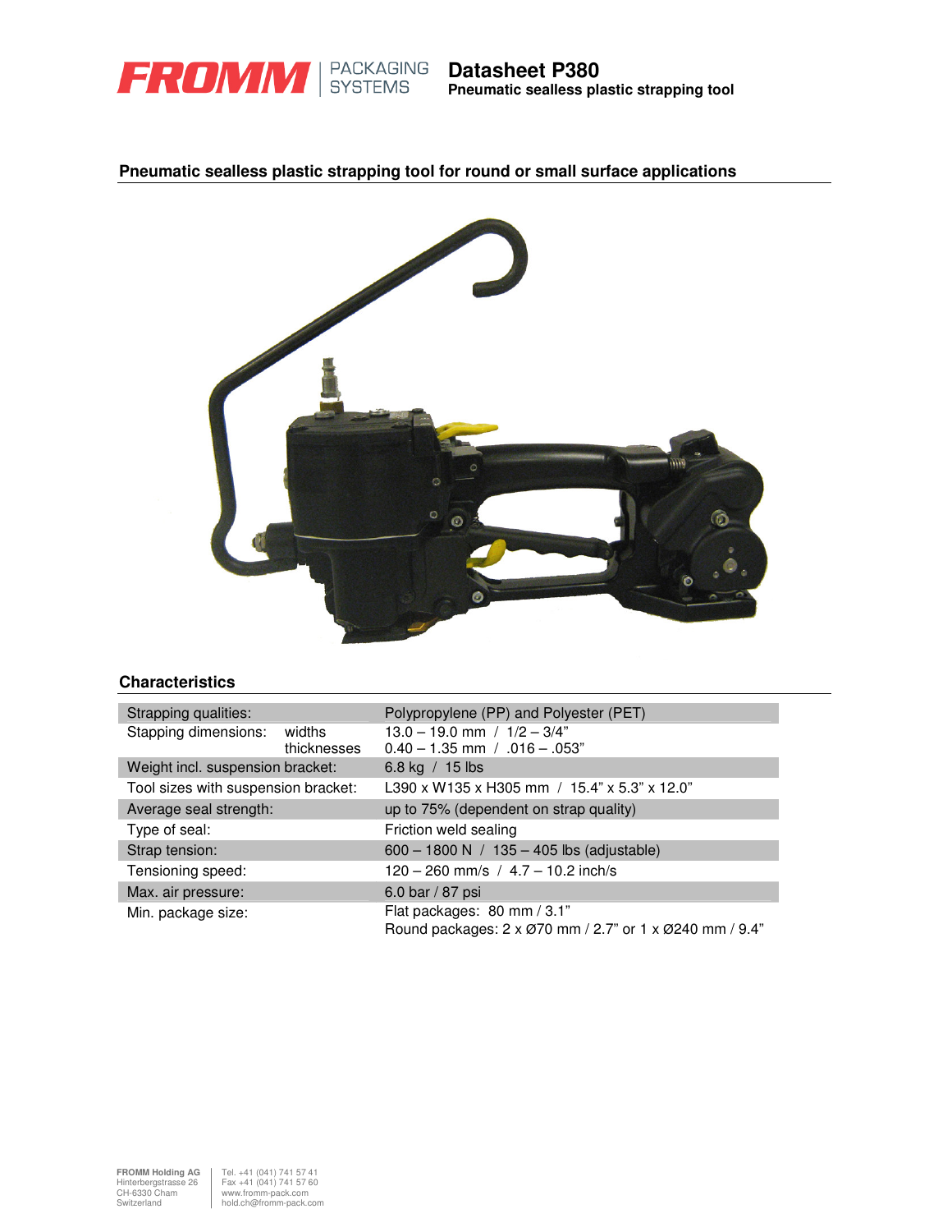**FROMM** | PACKAGING SYSTEMS

# Datasheet P380

**Pneumatic sealless plastic strapping tool**

## Pneumatic sealless plastic strapping tool for round or small surface applications

## Characteristics

| | | |
|---|---|---|
| Strapping qualities: | | Polypropylene (PP) and Polyester (PET) |
| Stapping dimensions: | widths | 13.0 – 19.0 mm / 1/2 – 3/4" |
| | thicknesses | 0.40 – 1.35 mm / .016 – .053" |
| Weight incl. suspension bracket: | | 6.8 kg / 15 lbs |
| Tool sizes with suspension bracket: | | L390 x W135 x H305 mm / 15.4" x 5.3" x 12.0" |
| Average seal strength: | | up to 75% (dependent on strap quality) |
| Type of seal: | | Friction weld sealing |
| Strap tension: | | 600 – 1800 N / 135 – 405 lbs (adjustable) |
| Tensioning speed: | | 120 – 260 mm/s / 4.7 – 10.2 inch/s |
| Max. air pressure: | | 6.0 bar / 87 psi |
| Min. package size: | | Flat packages: 80 mm / 3.1"<br>Round packages: 2 x Ø70 mm / 2.7" or 1 x Ø240 mm / 9.4" |

**FROMM Holding AG**
Hinterbergstrasse 26
CH-6330 Cham
Switzerland

Tel. +41 (041) 741 57 41
Fax +41 (041) 741 57 60
www.fromm-pack.com
hold.ch@fromm-pack.com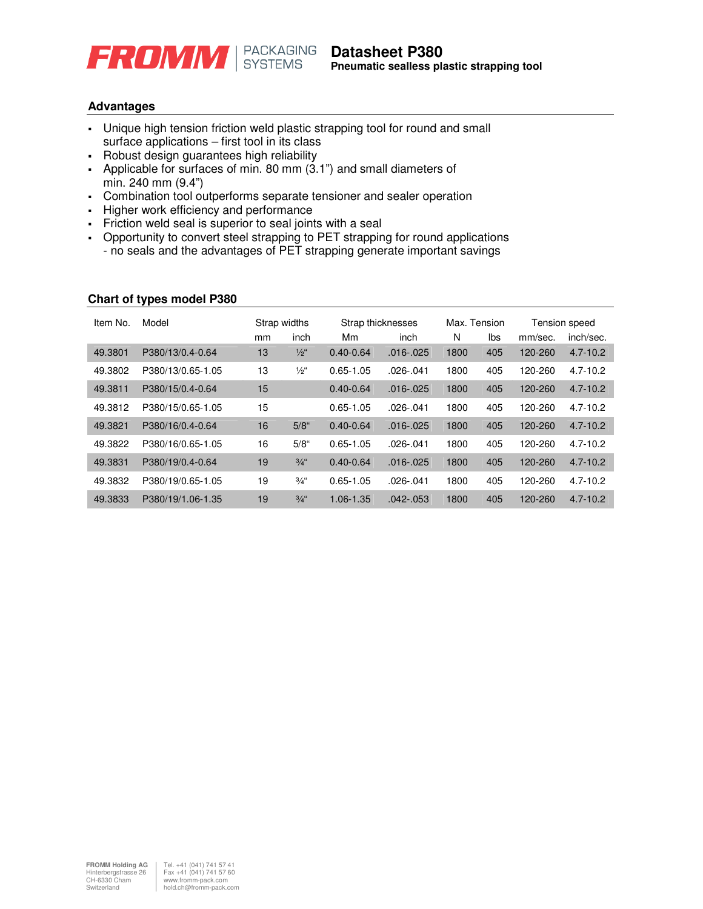# Datasheet P380

**Pneumatic sealless plastic strapping tool**

## Advantages

- Unique high tension friction weld plastic strapping tool for round and small surface applications – first tool in its class
- Robust design guarantees high reliability
- Applicable for surfaces of min. 80 mm (3.1") and small diameters of min. 240 mm (9.4")
- Combination tool outperforms separate tensioner and sealer operation
- Higher work efficiency and performance
- Friction weld seal is superior to seal joints with a seal
- Opportunity to convert steel strapping to PET strapping for round applications - no seals and the advantages of PET strapping generate important savings

## Chart of types model P380

| Item No. | Model | Strap widths | | Strap thicknesses | | Max. Tension | | Tension speed | |
|---|---|---|---|---|---|---|---|---|---|
| | | mm | inch | Mm | inch | N | lbs | mm/sec. | inch/sec. |
| 49.3801 | P380/13/0.4-0.64 | 13 | ½" | 0.40-0.64 | .016-.025 | 1800 | 405 | 120-260 | 4.7-10.2 |
| 49.3802 | P380/13/0.65-1.05 | 13 | ½" | 0.65-1.05 | .026-.041 | 1800 | 405 | 120-260 | 4.7-10.2 |
| 49.3811 | P380/15/0.4-0.64 | 15 | | 0.40-0.64 | .016-.025 | 1800 | 405 | 120-260 | 4.7-10.2 |
| 49.3812 | P380/15/0.65-1.05 | 15 | | 0.65-1.05 | .026-.041 | 1800 | 405 | 120-260 | 4.7-10.2 |
| 49.3821 | P380/16/0.4-0.64 | 16 | 5/8" | 0.40-0.64 | .016-.025 | 1800 | 405 | 120-260 | 4.7-10.2 |
| 49.3822 | P380/16/0.65-1.05 | 16 | 5/8" | 0.65-1.05 | .026-.041 | 1800 | 405 | 120-260 | 4.7-10.2 |
| 49.3831 | P380/19/0.4-0.64 | 19 | ¾" | 0.40-0.64 | .016-.025 | 1800 | 405 | 120-260 | 4.7-10.2 |
| 49.3832 | P380/19/0.65-1.05 | 19 | ¾" | 0.65-1.05 | .026-.041 | 1800 | 405 | 120-260 | 4.7-10.2 |
| 49.3833 | P380/19/1.06-1.35 | 19 | ¾" | 1.06-1.35 | .042-.053 | 1800 | 405 | 120-260 | 4.7-10.2 |

**FROMM Holding AG**
Hinterbergstrasse 26
CH-6330 Cham
Switzerland

Tel. +41 (041) 741 57 41
Fax +41 (041) 741 57 60
www.fromm-pack.com
hold.ch@fromm-pack.com